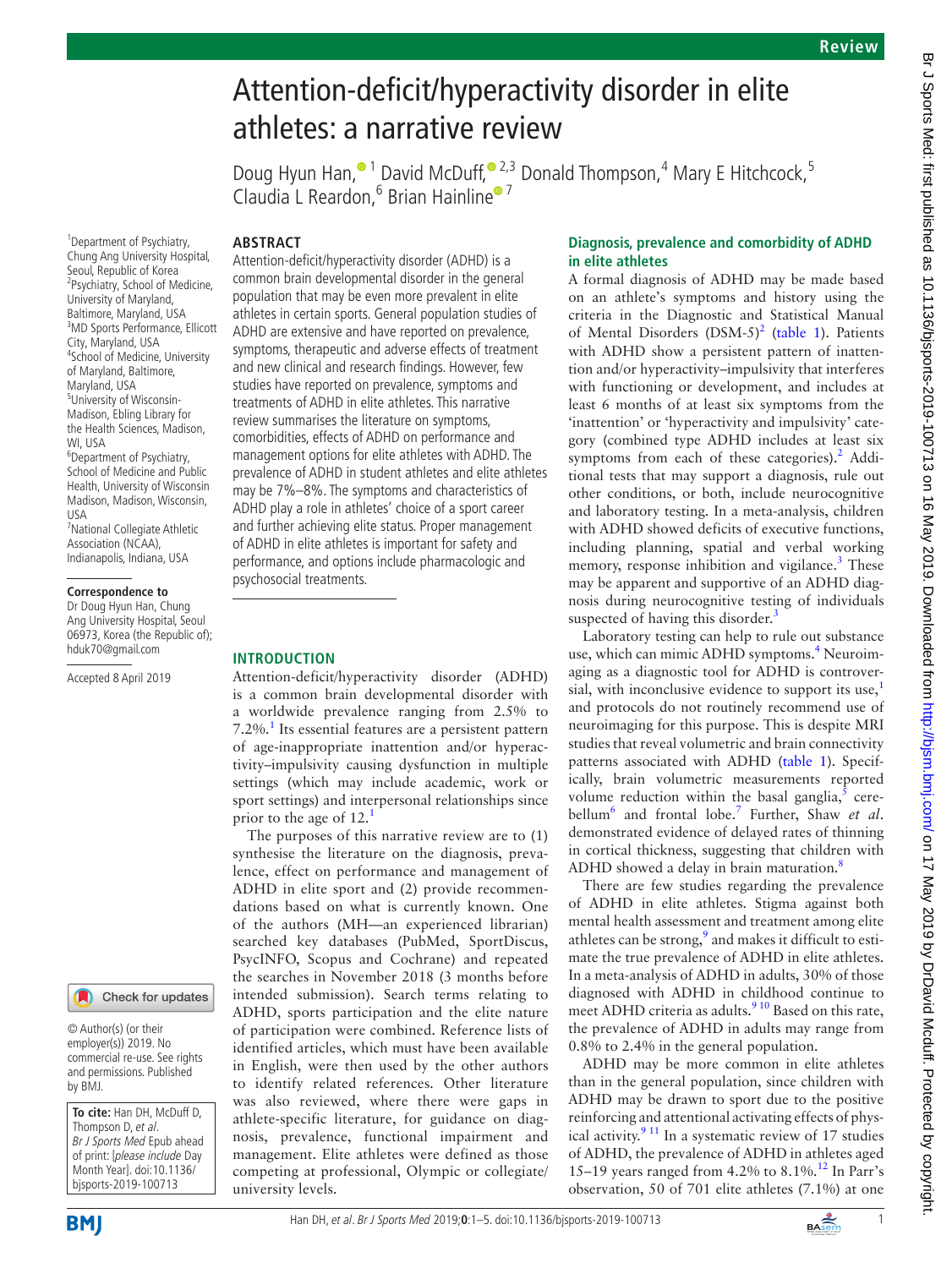# Attention-deficit/hyperactivity disorder in elite athletes: a narrative review

Doug Hyun Han,[1] David McDuff,[2,3] Donald Thompson,[4] Mary E Hitchcock,[5] Claudia L Reardon,[6] Brian Hainline[7]

[1]Department of Psychiatry, Chung Ang University Hospital, Seoul, Republic of Korea
[2]Psychiatry, School of Medicine, University of Maryland, Baltimore, Maryland, USA
[3]MD Sports Performance, Ellicott City, Maryland, USA
[4]School of Medicine, University of Maryland, Baltimore, Maryland, USA
[5]University of Wisconsin-Madison, Ebling Library for the Health Sciences, Madison, WI, USA
[6]Department of Psychiatry, School of Medicine and Public Health, University of Wisconsin Madison, Madison, Wisconsin, USA
[7]National Collegiate Athletic Association (NCAA), Indianapolis, Indiana, USA

**Correspondence to**
Dr Doug Hyun Han, Chung Ang University Hospital, Seoul 06973, Korea (the Republic of); hduk70@gmail.com

Accepted 8 April 2019

© Author(s) (or their employer(s)) 2019. No commercial re-use. See rights and permissions. Published by BMJ.

**To cite:** Han DH, McDuff D, Thompson D, *et al*. *Br J Sports Med* Epub ahead of print: [*please include* Day Month Year]. doi:10.1136/bjsports-2019-100713

## ABSTRACT

Attention-deficit/hyperactivity disorder (ADHD) is a common brain developmental disorder in the general population that may be even more prevalent in elite athletes in certain sports. General population studies of ADHD are extensive and have reported on prevalence, symptoms, therapeutic and adverse effects of treatment and new clinical and research findings. However, few studies have reported on prevalence, symptoms and treatments of ADHD in elite athletes. This narrative review summarises the literature on symptoms, comorbidities, effects of ADHD on performance and management options for elite athletes with ADHD. The prevalence of ADHD in student athletes and elite athletes may be 7%–8%. The symptoms and characteristics of ADHD play a role in athletes' choice of a sport career and further achieving elite status. Proper management of ADHD in elite athletes is important for safety and performance, and options include pharmacologic and psychosocial treatments.

## INTRODUCTION

Attention-deficit/hyperactivity disorder (ADHD) is a common brain developmental disorder with a worldwide prevalence ranging from 2.5% to 7.2%.[1] Its essential features are a persistent pattern of age-inappropriate inattention and/or hyperactivity–impulsivity causing dysfunction in multiple settings (which may include academic, work or sport settings) and interpersonal relationships since prior to the age of 12.[1]

The purposes of this narrative review are to (1) synthesise the literature on the diagnosis, prevalence, effect on performance and management of ADHD in elite sport and (2) provide recommendations based on what is currently known. One of the authors (MH—an experienced librarian) searched key databases (PubMed, SportDiscus, PsycINFO, Scopus and Cochrane) and repeated the searches in November 2018 (3 months before intended submission). Search terms relating to ADHD, sports participation and the elite nature of participation were combined. Reference lists of identified articles, which must have been available in English, were then used by the other authors to identify related references. Other literature was also reviewed, where there were gaps in athlete-specific literature, for guidance on diagnosis, prevalence, functional impairment and management. Elite athletes were defined as those competing at professional, Olympic or collegiate/university levels.

## Diagnosis, prevalence and comorbidity of ADHD in elite athletes

A formal diagnosis of ADHD may be made based on an athlete's symptoms and history using the criteria in the Diagnostic and Statistical Manual of Mental Disorders (DSM-5)[2] (table 1). Patients with ADHD show a persistent pattern of inattention and/or hyperactivity–impulsivity that interferes with functioning or development, and includes at least 6 months of at least six symptoms from the 'inattention' or 'hyperactivity and impulsivity' category (combined type ADHD includes at least six symptoms from each of these categories).[2] Additional tests that may support a diagnosis, rule out other conditions, or both, include neurocognitive and laboratory testing. In a meta-analysis, children with ADHD showed deficits of executive functions, including planning, spatial and verbal working memory, response inhibition and vigilance.[3] These may be apparent and supportive of an ADHD diagnosis during neurocognitive testing of individuals suspected of having this disorder.[3]

Laboratory testing can help to rule out substance use, which can mimic ADHD symptoms.[4] Neuroimaging as a diagnostic tool for ADHD is controversial, with inconclusive evidence to support its use,[1] and protocols do not routinely recommend use of neuroimaging for this purpose. This is despite MRI studies that reveal volumetric and brain connectivity patterns associated with ADHD (table 1). Specifically, brain volumetric measurements reported volume reduction within the basal ganglia,[5] cerebellum[6] and frontal lobe.[7] Further, Shaw *et al*. demonstrated evidence of delayed rates of thinning in cortical thickness, suggesting that children with ADHD showed a delay in brain maturation.[8]

There are few studies regarding the prevalence of ADHD in elite athletes. Stigma against both mental health assessment and treatment among elite athletes can be strong,[9] and makes it difficult to estimate the true prevalence of ADHD in elite athletes. In a meta-analysis of ADHD in adults, 30% of those diagnosed with ADHD in childhood continue to meet ADHD criteria as adults.[9,10] Based on this rate, the prevalence of ADHD in adults may range from 0.8% to 2.4% in the general population.

ADHD may be more common in elite athletes than in the general population, since children with ADHD may be drawn to sport due to the positive reinforcing and attentional activating effects of physical activity.[9,11] In a systematic review of 17 studies of ADHD, the prevalence of ADHD in athletes aged 15–19 years ranged from 4.2% to 8.1%.[12] In Parr's observation, 50 of 701 elite athletes (7.1%) at one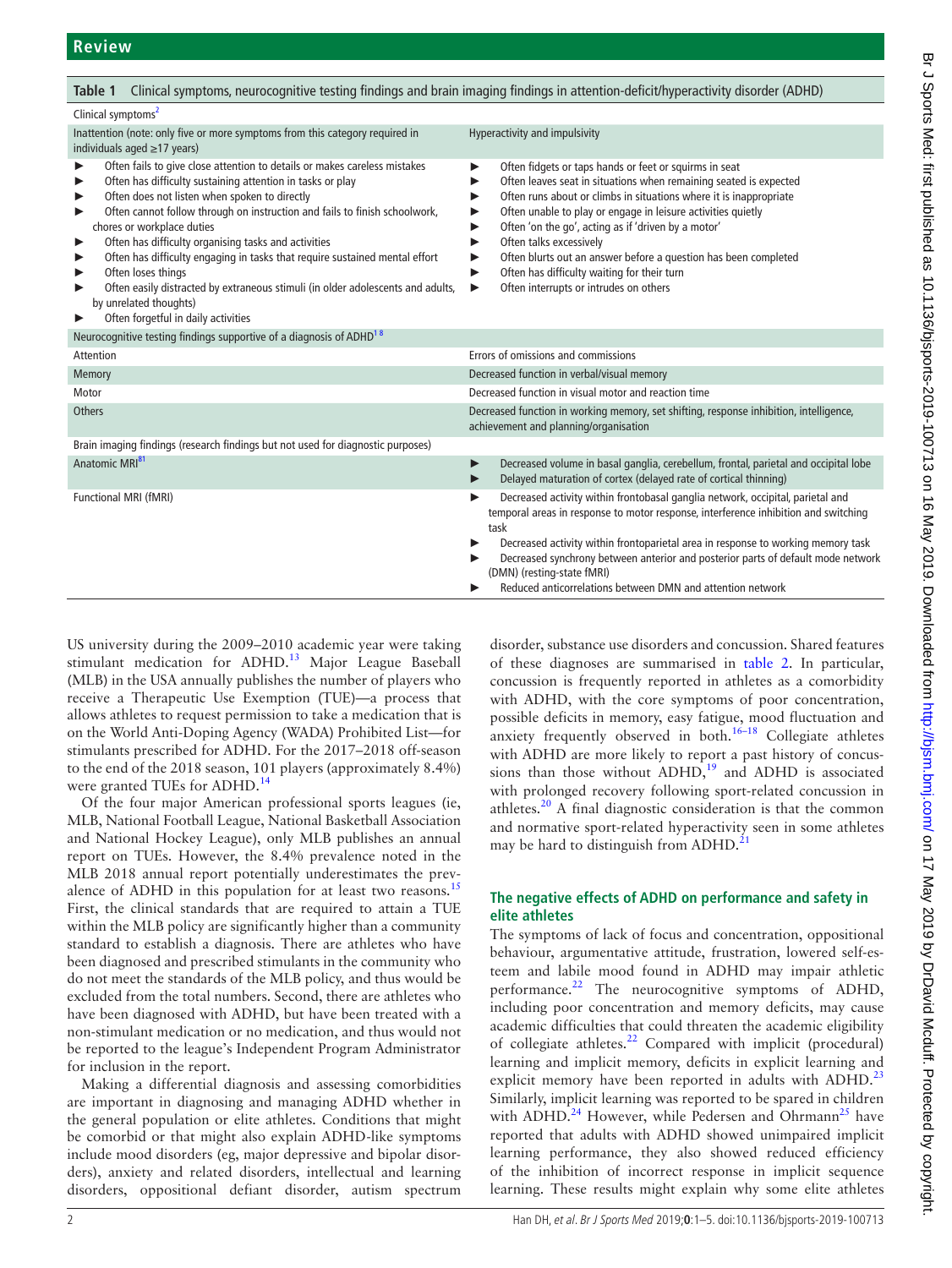**Table 1** Clinical symptoms, neurocognitive testing findings and brain imaging findings in attention-deficit/hyperactivity disorder (ADHD)

| Clinical symptoms[2] | |
|---|---|
| Inattention (note: only five or more symptoms from this category required in individuals aged ≥17 years) | Hyperactivity and impulsivity |
| ► Often fails to give close attention to details or makes careless mistakes<br>► Often has difficulty sustaining attention in tasks or play<br>► Often does not listen when spoken to directly<br>► Often cannot follow through on instruction and fails to finish schoolwork, chores or workplace duties<br>► Often has difficulty organising tasks and activities<br>► Often has difficulty engaging in tasks that require sustained mental effort<br>► Often loses things<br>► Often easily distracted by extraneous stimuli (in older adolescents and adults, by unrelated thoughts)<br>► Often forgetful in daily activities | ► Often fidgets or taps hands or feet or squirms in seat<br>► Often leaves seat in situations when remaining seated is expected<br>► Often runs about or climbs in situations where it is inappropriate<br>► Often unable to play or engage in leisure activities quietly<br>► Often 'on the go', acting as if 'driven by a motor'<br>► Often talks excessively<br>► Often blurts out an answer before a question has been completed<br>► Often has difficulty waiting for their turn<br>► Often interrupts or intrudes on others |
| **Neurocognitive testing findings supportive of a diagnosis of ADHD[1,8]** | |
| Attention | Errors of omissions and commissions |
| Memory | Decreased function in verbal/visual memory |
| Motor | Decreased function in visual motor and reaction time |
| Others | Decreased function in working memory, set shifting, response inhibition, intelligence, achievement and planning/organisation |
| **Brain imaging findings (research findings but not used for diagnostic purposes)** | |
| Anatomic MRI[81] | ► Decreased volume in basal ganglia, cerebellum, frontal, parietal and occipital lobe<br>► Delayed maturation of cortex (delayed rate of cortical thinning) |
| Functional MRI (fMRI) | ► Decreased activity within frontobasal ganglia network, occipital, parietal and temporal areas in response to motor response, interference inhibition and switching task<br>► Decreased activity within frontoparietal area in response to working memory task<br>► Decreased synchrony between anterior and posterior parts of default mode network (DMN) (resting-state fMRI)<br>► Reduced anticorrelations between DMN and attention network |

US university during the 2009–2010 academic year were taking stimulant medication for ADHD.[13] Major League Baseball (MLB) in the USA annually publishes the number of players who receive a Therapeutic Use Exemption (TUE)—a process that allows athletes to request permission to take a medication that is on the World Anti-Doping Agency (WADA) Prohibited List—for stimulants prescribed for ADHD. For the 2017–2018 off-season to the end of the 2018 season, 101 players (approximately 8.4%) were granted TUEs for ADHD.[14]

Of the four major American professional sports leagues (ie, MLB, National Football League, National Basketball Association and National Hockey League), only MLB publishes an annual report on TUEs. However, the 8.4% prevalence noted in the MLB 2018 annual report potentially underestimates the prevalence of ADHD in this population for at least two reasons.[15] First, the clinical standards that are required to attain a TUE within the MLB policy are significantly higher than a community standard to establish a diagnosis. There are athletes who have been diagnosed and prescribed stimulants in the community who do not meet the standards of the MLB policy, and thus would be excluded from the total numbers. Second, there are athletes who have been diagnosed with ADHD, but have been treated with a non-stimulant medication or no medication, and thus would not be reported to the league's Independent Program Administrator for inclusion in the report.

Making a differential diagnosis and assessing comorbidities are important in diagnosing and managing ADHD whether in the general population or elite athletes. Conditions that might be comorbid or that might also explain ADHD-like symptoms include mood disorders (eg, major depressive and bipolar disorders), anxiety and related disorders, intellectual and learning disorders, oppositional defiant disorder, autism spectrum disorder, substance use disorders and concussion. Shared features of these diagnoses are summarised in table 2. In particular, concussion is frequently reported in athletes as a comorbidity with ADHD, with the core symptoms of poor concentration, possible deficits in memory, easy fatigue, mood fluctuation and anxiety frequently observed in both.[16–18] Collegiate athletes with ADHD are more likely to report a past history of concussions than those without ADHD,[19] and ADHD is associated with prolonged recovery following sport-related concussion in athletes.[20] A final diagnostic consideration is that the common and normative sport-related hyperactivity seen in some athletes may be hard to distinguish from ADHD.[21]

## The negative effects of ADHD on performance and safety in elite athletes

The symptoms of lack of focus and concentration, oppositional behaviour, argumentative attitude, frustration, lowered self-esteem and labile mood found in ADHD may impair athletic performance.[22] The neurocognitive symptoms of ADHD, including poor concentration and memory deficits, may cause academic difficulties that could threaten the academic eligibility of collegiate athletes.[22] Compared with implicit (procedural) learning and implicit memory, deficits in explicit learning and explicit memory have been reported in adults with ADHD.[23] Similarly, implicit learning was reported to be spared in children with ADHD.[24] However, while Pedersen and Ohrmann[25] have reported that adults with ADHD showed unimpaired implicit learning performance, they also showed reduced efficiency of the inhibition of incorrect response in implicit sequence learning. These results might explain why some elite athletes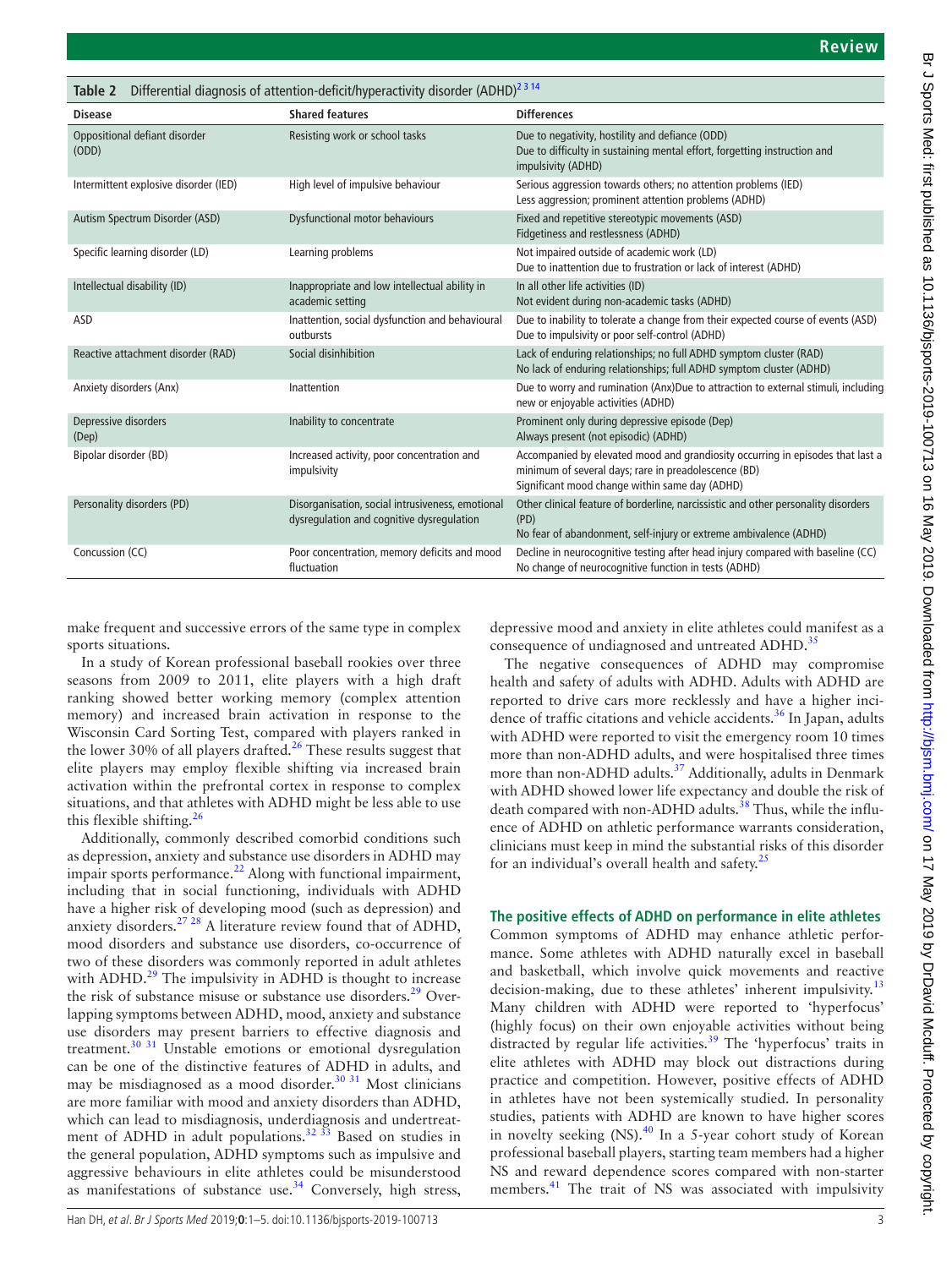**Table 2** Differential diagnosis of attention-deficit/hyperactivity disorder (ADHD)[2,3,14]

| Disease | Shared features | Differences |
|---|---|---|
| Oppositional defiant disorder (ODD) | Resisting work or school tasks | Due to negativity, hostility and defiance (ODD)<br>Due to difficulty in sustaining mental effort, forgetting instruction and impulsivity (ADHD) |
| Intermittent explosive disorder (IED) | High level of impulsive behaviour | Serious aggression towards others; no attention problems (IED)<br>Less aggression; prominent attention problems (ADHD) |
| Autism Spectrum Disorder (ASD) | Dysfunctional motor behaviours | Fixed and repetitive stereotypic movements (ASD)<br>Fidgetiness and restlessness (ADHD) |
| Specific learning disorder (LD) | Learning problems | Not impaired outside of academic work (LD)<br>Due to inattention due to frustration or lack of interest (ADHD) |
| Intellectual disability (ID) | Inappropriate and low intellectual ability in academic setting | In all other life activities (ID)<br>Not evident during non-academic tasks (ADHD) |
| ASD | Inattention, social dysfunction and behavioural outbursts | Due to inability to tolerate a change from their expected course of events (ASD)<br>Due to impulsivity or poor self-control (ADHD) |
| Reactive attachment disorder (RAD) | Social disinhibition | Lack of enduring relationships; no full ADHD symptom cluster (RAD)<br>No lack of enduring relationships; full ADHD symptom cluster (ADHD) |
| Anxiety disorders (Anx) | Inattention | Due to worry and rumination (Anx)Due to attraction to external stimuli, including new or enjoyable activities (ADHD) |
| Depressive disorders (Dep) | Inability to concentrate | Prominent only during depressive episode (Dep)<br>Always present (not episodic) (ADHD) |
| Bipolar disorder (BD) | Increased activity, poor concentration and impulsivity | Accompanied by elevated mood and grandiosity occurring in episodes that last a minimum of several days; rare in preadolescence (BD)<br>Significant mood change within same day (ADHD) |
| Personality disorders (PD) | Disorganisation, social intrusiveness, emotional dysregulation and cognitive dysregulation | Other clinical feature of borderline, narcissistic and other personality disorders (PD)<br>No fear of abandonment, self-injury or extreme ambivalence (ADHD) |
| Concussion (CC) | Poor concentration, memory deficits and mood fluctuation | Decline in neurocognitive testing after head injury compared with baseline (CC)<br>No change of neurocognitive function in tests (ADHD) |

make frequent and successive errors of the same type in complex sports situations.

In a study of Korean professional baseball rookies over three seasons from 2009 to 2011, elite players with a high draft ranking showed better working memory (complex attention memory) and increased brain activation in response to the Wisconsin Card Sorting Test, compared with players ranked in the lower 30% of all players drafted.[26] These results suggest that elite players may employ flexible shifting via increased brain activation within the prefrontal cortex in response to complex situations, and that athletes with ADHD might be less able to use this flexible shifting.[26]

Additionally, commonly described comorbid conditions such as depression, anxiety and substance use disorders in ADHD may impair sports performance.[22] Along with functional impairment, including that in social functioning, individuals with ADHD have a higher risk of developing mood (such as depression) and anxiety disorders.[27,28] A literature review found that of ADHD, mood disorders and substance use disorders, co-occurrence of two of these disorders was commonly reported in adult athletes with ADHD.[29] The impulsivity in ADHD is thought to increase the risk of substance misuse or substance use disorders.[29] Overlapping symptoms between ADHD, mood, anxiety and substance use disorders may present barriers to effective diagnosis and treatment.[30,31] Unstable emotions or emotional dysregulation can be one of the distinctive features of ADHD in adults, and may be misdiagnosed as a mood disorder.[30,31] Most clinicians are more familiar with mood and anxiety disorders than ADHD, which can lead to misdiagnosis, underdiagnosis and undertreatment of ADHD in adult populations.[32,33] Based on studies in the general population, ADHD symptoms such as impulsive and aggressive behaviours in elite athletes could be misunderstood as manifestations of substance use.[34] Conversely, high stress, depressive mood and anxiety in elite athletes could manifest as a consequence of undiagnosed and untreated ADHD.[35]

The negative consequences of ADHD may compromise health and safety of adults with ADHD. Adults with ADHD are reported to drive cars more recklessly and have a higher incidence of traffic citations and vehicle accidents.[36] In Japan, adults with ADHD were reported to visit the emergency room 10 times more than non-ADHD adults, and were hospitalised three times more than non-ADHD adults.[37] Additionally, adults in Denmark with ADHD showed lower life expectancy and double the risk of death compared with non-ADHD adults.[38] Thus, while the influence of ADHD on athletic performance warrants consideration, clinicians must keep in mind the substantial risks of this disorder for an individual's overall health and safety.[25]

## The positive effects of ADHD on performance in elite athletes

Common symptoms of ADHD may enhance athletic performance. Some athletes with ADHD naturally excel in baseball and basketball, which involve quick movements and reactive decision-making, due to these athletes' inherent impulsivity.[13] Many children with ADHD were reported to 'hyperfocus' (highly focus) on their own enjoyable activities without being distracted by regular life activities.[39] The 'hyperfocus' traits in elite athletes with ADHD may block out distractions during practice and competition. However, positive effects of ADHD in athletes have not been systemically studied. In personality studies, patients with ADHD are known to have higher scores in novelty seeking (NS).[40] In a 5-year cohort study of Korean professional baseball players, starting team members had a higher NS and reward dependence scores compared with non-starter members.[41] The trait of NS was associated with impulsivity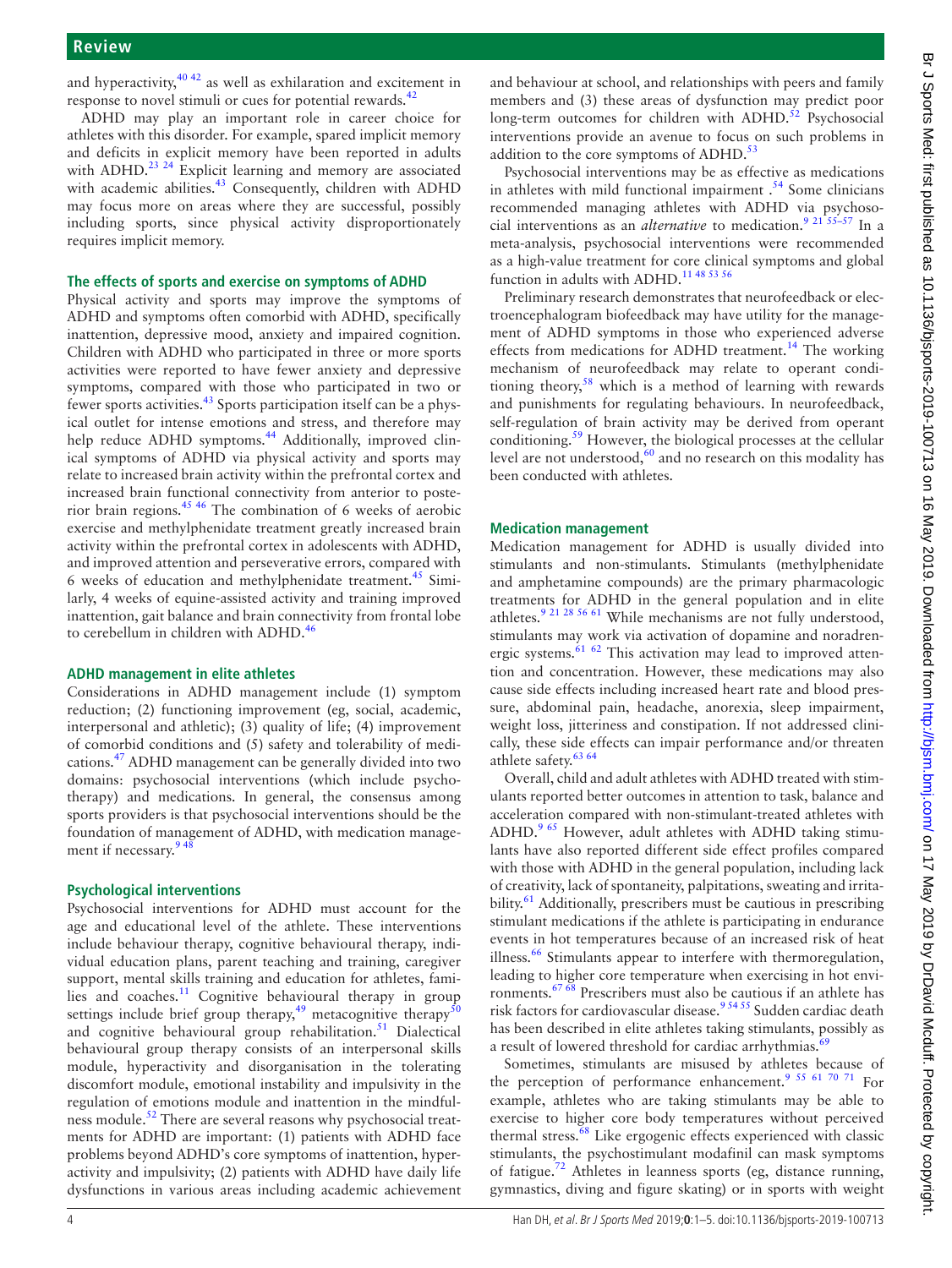and hyperactivity,[40 42] as well as exhilaration and excitement in response to novel stimuli or cues for potential rewards.[42]

ADHD may play an important role in career choice for athletes with this disorder. For example, spared implicit memory and deficits in explicit memory have been reported in adults with ADHD.[23 24] Explicit learning and memory are associated with academic abilities.[43] Consequently, children with ADHD may focus more on areas where they are successful, possibly including sports, since physical activity disproportionately requires implicit memory.

### The effects of sports and exercise on symptoms of ADHD

Physical activity and sports may improve the symptoms of ADHD and symptoms often comorbid with ADHD, specifically inattention, depressive mood, anxiety and impaired cognition. Children with ADHD who participated in three or more sports activities were reported to have fewer anxiety and depressive symptoms, compared with those who participated in two or fewer sports activities.[43] Sports participation itself can be a physical outlet for intense emotions and stress, and therefore may help reduce ADHD symptoms.[44] Additionally, improved clinical symptoms of ADHD via physical activity and sports may relate to increased brain activity within the prefrontal cortex and increased brain functional connectivity from anterior to posterior brain regions.[45 46] The combination of 6 weeks of aerobic exercise and methylphenidate treatment greatly increased brain activity within the prefrontal cortex in adolescents with ADHD, and improved attention and perseverative errors, compared with 6 weeks of education and methylphenidate treatment.[45] Similarly, 4 weeks of equine-assisted activity and training improved inattention, gait balance and brain connectivity from frontal lobe to cerebellum in children with ADHD.[46]

### ADHD management in elite athletes

Considerations in ADHD management include (1) symptom reduction; (2) functioning improvement (eg, social, academic, interpersonal and athletic); (3) quality of life; (4) improvement of comorbid conditions and (5) safety and tolerability of medications.[47] ADHD management can be generally divided into two domains: psychosocial interventions (which include psychotherapy) and medications. In general, the consensus among sports providers is that psychosocial interventions should be the foundation of management of ADHD, with medication management if necessary.[9 48]

### Psychological interventions

Psychosocial interventions for ADHD must account for the age and educational level of the athlete. These interventions include behaviour therapy, cognitive behavioural therapy, individual education plans, parent teaching and training, caregiver support, mental skills training and education for athletes, families and coaches.[11] Cognitive behavioural therapy in group settings include brief group therapy,[49] metacognitive therapy[50] and cognitive behavioural group rehabilitation.[51] Dialectical behavioural group therapy consists of an interpersonal skills module, hyperactivity and disorganisation in the tolerating discomfort module, emotional instability and impulsivity in the regulation of emotions module and inattention in the mindfulness module.[52] There are several reasons why psychosocial treatments for ADHD are important: (1) patients with ADHD face problems beyond ADHD's core symptoms of inattention, hyperactivity and impulsivity; (2) patients with ADHD have daily life dysfunctions in various areas including academic achievement and behaviour at school, and relationships with peers and family members and (3) these areas of dysfunction may predict poor long-term outcomes for children with ADHD.[52] Psychosocial interventions provide an avenue to focus on such problems in addition to the core symptoms of ADHD.[53]

Psychosocial interventions may be as effective as medications in athletes with mild functional impairment .[54] Some clinicians recommended managing athletes with ADHD via psychosocial interventions as an *alternative* to medication.[9 21 55–57] In a meta-analysis, psychosocial interventions were recommended as a high-value treatment for core clinical symptoms and global function in adults with ADHD.[11 48 53 56]

Preliminary research demonstrates that neurofeedback or electroencephalogram biofeedback may have utility for the management of ADHD symptoms in those who experienced adverse effects from medications for ADHD treatment.[14] The working mechanism of neurofeedback may relate to operant conditioning theory,[58] which is a method of learning with rewards and punishments for regulating behaviours. In neurofeedback, self-regulation of brain activity may be derived from operant conditioning.[59] However, the biological processes at the cellular level are not understood,[60] and no research on this modality has been conducted with athletes.

### Medication management

Medication management for ADHD is usually divided into stimulants and non-stimulants. Stimulants (methylphenidate and amphetamine compounds) are the primary pharmacologic treatments for ADHD in the general population and in elite athletes.[9 21 28 56 61] While mechanisms are not fully understood, stimulants may work via activation of dopamine and noradrenergic systems.[61 62] This activation may lead to improved attention and concentration. However, these medications may also cause side effects including increased heart rate and blood pressure, abdominal pain, headache, anorexia, sleep impairment, weight loss, jitteriness and constipation. If not addressed clinically, these side effects can impair performance and/or threaten athlete safety.[63 64]

Overall, child and adult athletes with ADHD treated with stimulants reported better outcomes in attention to task, balance and acceleration compared with non-stimulant-treated athletes with ADHD.[9 65] However, adult athletes with ADHD taking stimulants have also reported different side effect profiles compared with those with ADHD in the general population, including lack of creativity, lack of spontaneity, palpitations, sweating and irritability.[61] Additionally, prescribers must be cautious in prescribing stimulant medications if the athlete is participating in endurance events in hot temperatures because of an increased risk of heat illness.[66] Stimulants appear to interfere with thermoregulation, leading to higher core temperature when exercising in hot environments.[67 68] Prescribers must also be cautious if an athlete has risk factors for cardiovascular disease.[9 54 55] Sudden cardiac death has been described in elite athletes taking stimulants, possibly as a result of lowered threshold for cardiac arrhythmias.[69]

Sometimes, stimulants are misused by athletes because of the perception of performance enhancement.[9 55 61 70 71] For example, athletes who are taking stimulants may be able to exercise to higher core body temperatures without perceived thermal stress.[68] Like ergogenic effects experienced with classic stimulants, the psychostimulant modafinil can mask symptoms of fatigue.[72] Athletes in leanness sports (eg, distance running, gymnastics, diving and figure skating) or in sports with weight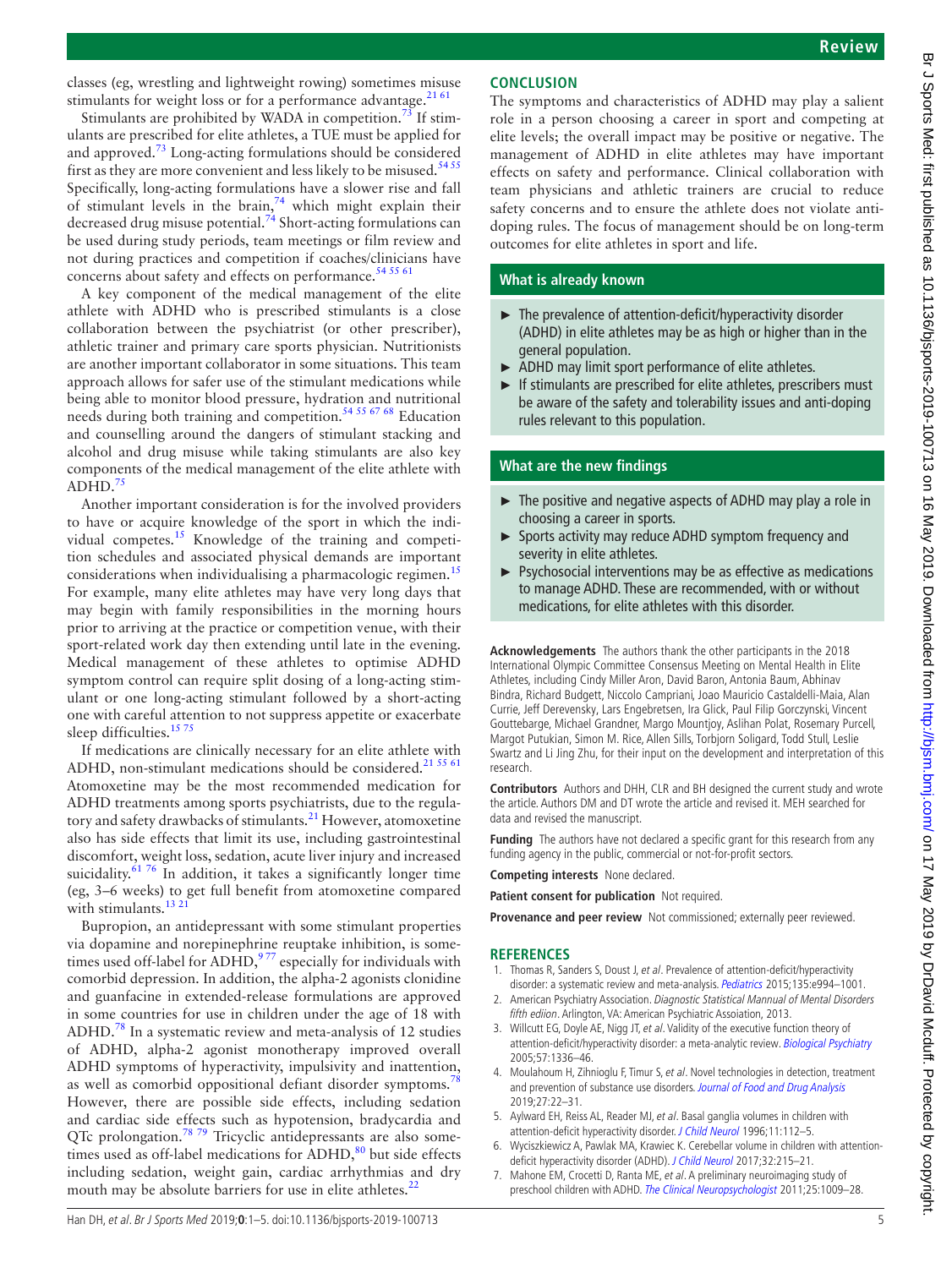classes (eg, wrestling and lightweight rowing) sometimes misuse stimulants for weight loss or for a performance advantage.[21 61]

Stimulants are prohibited by WADA in competition.[73] If stimulants are prescribed for elite athletes, a TUE must be applied for and approved.[73] Long-acting formulations should be considered first as they are more convenient and less likely to be misused.[54 55] Specifically, long-acting formulations have a slower rise and fall of stimulant levels in the brain,[74] which might explain their decreased drug misuse potential.[74] Short-acting formulations can be used during study periods, team meetings or film review and not during practices and competition if coaches/clinicians have concerns about safety and effects on performance.[54 55 61]

A key component of the medical management of the elite athlete with ADHD who is prescribed stimulants is a close collaboration between the psychiatrist (or other prescriber), athletic trainer and primary care sports physician. Nutritionists are another important collaborator in some situations. This team approach allows for safer use of the stimulant medications while being able to monitor blood pressure, hydration and nutritional needs during both training and competition.[54 55 67 68] Education and counselling around the dangers of stimulant stacking and alcohol and drug misuse while taking stimulants are also key components of the medical management of the elite athlete with ADHD.[75]

Another important consideration is for the involved providers to have or acquire knowledge of the sport in which the individual competes.[15] Knowledge of the training and competition schedules and associated physical demands are important considerations when individualising a pharmacologic regimen.[15] For example, many elite athletes may have very long days that may begin with family responsibilities in the morning hours prior to arriving at the practice or competition venue, with their sport-related work day then extending until late in the evening. Medical management of these athletes to optimise ADHD symptom control can require split dosing of a long-acting stimulant or one long-acting stimulant followed by a short-acting one with careful attention to not suppress appetite or exacerbate sleep difficulties.[15 75]

If medications are clinically necessary for an elite athlete with ADHD, non-stimulant medications should be considered.[21 55 61] Atomoxetine may be the most recommended medication for ADHD treatments among sports psychiatrists, due to the regulatory and safety drawbacks of stimulants.[21] However, atomoxetine also has side effects that limit its use, including gastrointestinal discomfort, weight loss, sedation, acute liver injury and increased suicidality.[61 76] In addition, it takes a significantly longer time (eg, 3–6 weeks) to get full benefit from atomoxetine compared with stimulants.[13 21]

Bupropion, an antidepressant with some stimulant properties via dopamine and norepinephrine reuptake inhibition, is sometimes used off-label for ADHD,[9 77] especially for individuals with comorbid depression. In addition, the alpha-2 agonists clonidine and guanfacine in extended-release formulations are approved in some countries for use in children under the age of 18 with ADHD.[78] In a systematic review and meta-analysis of 12 studies of ADHD, alpha-2 agonist monotherapy improved overall ADHD symptoms of hyperactivity, impulsivity and inattention, as well as comorbid oppositional defiant disorder symptoms.[78] However, there are possible side effects, including sedation and cardiac side effects such as hypotension, bradycardia and QTc prolongation.[78 79] Tricyclic antidepressants are also sometimes used as off-label medications for ADHD,[80] but side effects including sedation, weight gain, cardiac arrhythmias and dry mouth may be absolute barriers for use in elite athletes.[22]

## CONCLUSION

The symptoms and characteristics of ADHD may play a salient role in a person choosing a career in sport and competing at elite levels; the overall impact may be positive or negative. The management of ADHD in elite athletes may have important effects on safety and performance. Clinical collaboration with team physicians and athletic trainers are crucial to reduce safety concerns and to ensure the athlete does not violate anti-doping rules. The focus of management should be on long-term outcomes for elite athletes in sport and life.

### What is already known

- The prevalence of attention-deficit/hyperactivity disorder (ADHD) in elite athletes may be as high or higher than in the general population.
- ADHD may limit sport performance of elite athletes.
- If stimulants are prescribed for elite athletes, prescribers must be aware of the safety and tolerability issues and anti-doping rules relevant to this population.

### What are the new findings

- The positive and negative aspects of ADHD may play a role in choosing a career in sports.
- Sports activity may reduce ADHD symptom frequency and severity in elite athletes.
- Psychosocial interventions may be as effective as medications to manage ADHD. These are recommended, with or without medications, for elite athletes with this disorder.

**Acknowledgements** The authors thank the other participants in the 2018 International Olympic Committee Consensus Meeting on Mental Health in Elite Athletes, including Cindy Miller Aron, David Baron, Antonia Baum, Abhinav Bindra, Richard Budgett, Niccolo Campriani, Joao Mauricio Castaldelli-Maia, Alan Currie, Jeff Derevensky, Lars Engebretsen, Ira Glick, Paul Filip Gorczynski, Vincent Gouttebarge, Michael Grandner, Margo Mountjoy, Aslihan Polat, Rosemary Purcell, Margot Putukian, Simon M. Rice, Allen Sills, Torbjorn Soligard, Todd Stull, Leslie Swartz and Li Jing Zhu, for their input on the development and interpretation of this research.

**Contributors** Authors and DHH, CLR and BH designed the current study and wrote the article. Authors DM and DT wrote the article and revised it. MEH searched for data and revised the manuscript.

**Funding** The authors have not declared a specific grant for this research from any funding agency in the public, commercial or not-for-profit sectors.

**Competing interests** None declared.

**Patient consent for publication** Not required.

**Provenance and peer review** Not commissioned; externally peer reviewed.

## REFERENCES

1. Thomas R, Sanders S, Doust J, *et al*. Prevalence of attention-deficit/hyperactivity disorder: a systematic review and meta-analysis. *Pediatrics* 2015;135:e994–1001.
2. American Psychiatry Association. *Diagnostic Statistical Mannual of Mental Disorders fifth ediion*. Arlington, VA: American Psychiatric Assoiation, 2013.
3. Willcutt EG, Doyle AE, Nigg JT, *et al*. Validity of the executive function theory of attention-deficit/hyperactivity disorder: a meta-analytic review. *Biological Psychiatry* 2005;57:1336–46.
4. Moulahoum H, Zihnioglu F, Timur S, *et al*. Novel technologies in detection, treatment and prevention of substance use disorders. *Journal of Food and Drug Analysis* 2019;27:22–31.
5. Aylward EH, Reiss AL, Reader MJ, *et al*. Basal ganglia volumes in children with attention-deficit hyperactivity disorder. *J Child Neurol* 1996;11:112–5.
6. Wyciszkiewicz A, Pawlak MA, Krawiec K. Cerebellar volume in children with attention-deficit hyperactivity disorder (ADHD). *J Child Neurol* 2017;32:215–21.
7. Mahone EM, Crocetti D, Ranta ME, *et al*. A preliminary neuroimaging study of preschool children with ADHD. *The Clinical Neuropsychologist* 2011;25:1009–28.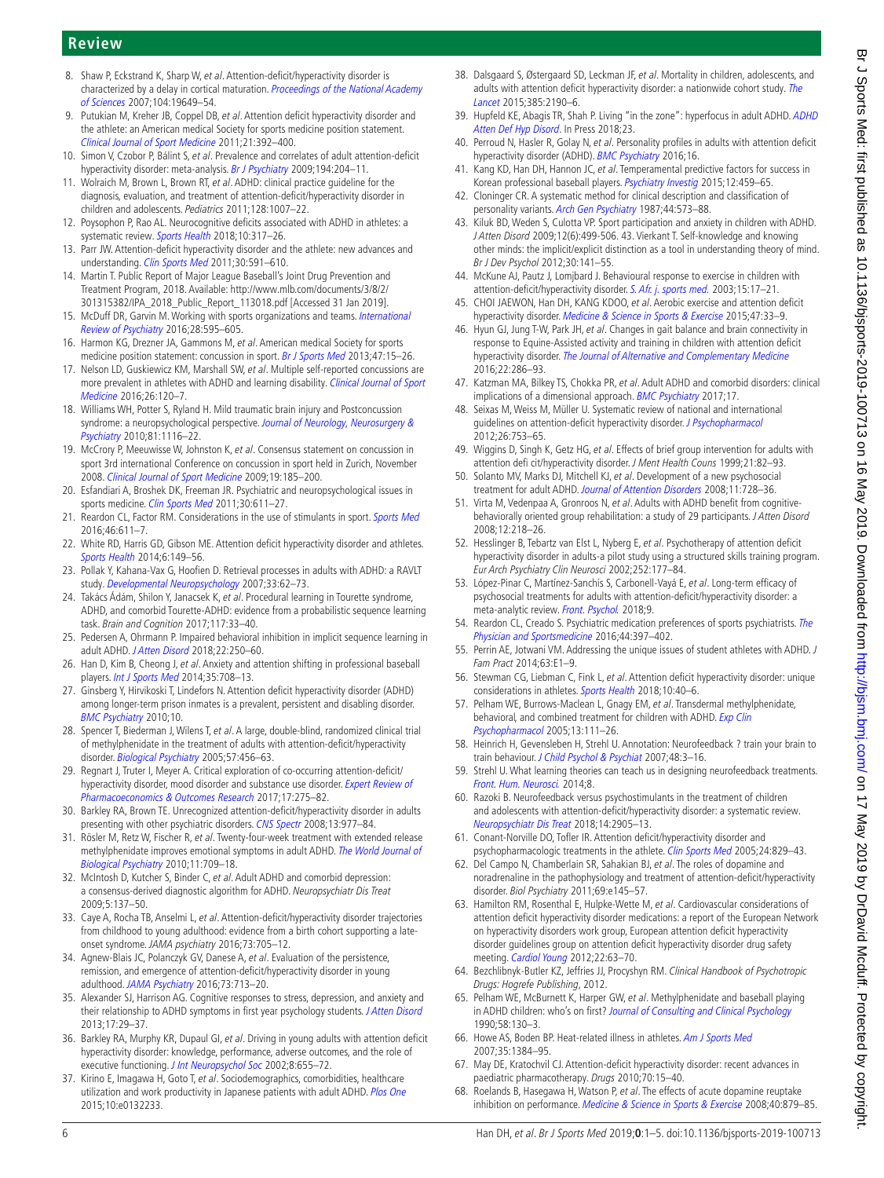8. Shaw P, Eckstrand K, Sharp W, *et al*. Attention-deficit/hyperactivity disorder is characterized by a delay in cortical maturation. *Proceedings of the National Academy of Sciences* 2007;104:19649–54.
9. Putukian M, Kreher JB, Coppel DB, *et al*. Attention deficit hyperactivity disorder and the athlete: an American medical Society for sports medicine position statement. *Clinical Journal of Sport Medicine* 2011;21:392–400.
10. Simon V, Czobor P, Bálint S, *et al*. Prevalence and correlates of adult attention-deficit hyperactivity disorder: meta-analysis. *Br J Psychiatry* 2009;194:204–11.
11. Wolraich M, Brown L, Brown RT, *et al*. ADHD: clinical practice guideline for the diagnosis, evaluation, and treatment of attention-deficit/hyperactivity disorder in children and adolescents. *Pediatrics* 2011;128:1007–22.
12. Poysophon P, Rao AL. Neurocognitive deficits associated with ADHD in athletes: a systematic review. *Sports Health* 2018;10:317–26.
13. Parr JW. Attention-deficit hyperactivity disorder and the athlete: new advances and understanding. *Clin Sports Med* 2011;30:591–610.
14. Martin T. Public Report of Major League Baseball's Joint Drug Prevention and Treatment Program, 2018. Available: http://www.mlb.com/documents/3/8/2/301315382/IPA_2018_Public_Report_113018.pdf [Accessed 31 Jan 2019].
15. McDuff DR, Garvin M. Working with sports organizations and teams. *International Review of Psychiatry* 2016;28:595–605.
16. Harmon KG, Drezner JA, Gammons M, *et al*. American medical Society for sports medicine position statement: concussion in sport. *Br J Sports Med* 2013;47:15–26.
17. Nelson LD, Guskiewicz KM, Marshall SW, *et al*. Multiple self-reported concussions are more prevalent in athletes with ADHD and learning disability. *Clinical Journal of Sport Medicine* 2016;26:120–7.
18. Williams WH, Potter S, Ryland H. Mild traumatic brain injury and Postconcussion syndrome: a neuropsychological perspective. *Journal of Neurology, Neurosurgery & Psychiatry* 2010;81:1116–22.
19. McCrory P, Meeuwisse W, Johnston K, *et al*. Consensus statement on concussion in sport 3rd international Conference on concussion in sport held in Zurich, November 2008. *Clinical Journal of Sport Medicine* 2009;19:185–200.
20. Esfandiari A, Broshek DK, Freeman JR. Psychiatric and neuropsychological issues in sports medicine. *Clin Sports Med* 2011;30:611–27.
21. Reardon CL, Factor RM. Considerations in the use of stimulants in sport. *Sports Med* 2016;46:611–7.
22. White RD, Harris GD, Gibson ME. Attention deficit hyperactivity disorder and athletes. *Sports Health* 2014;6:149–56.
23. Pollak Y, Kahana-Vax G, Hoofien D. Retrieval processes in adults with ADHD: a RAVLT study. *Developmental Neuropsychology* 2007;33:62–73.
24. Takács Ádám, Shilon Y, Janacsek K, *et al*. Procedural learning in Tourette syndrome, ADHD, and comorbid Tourette-ADHD: evidence from a probabilistic sequence learning task. *Brain and Cognition* 2017;117:33–40.
25. Pedersen A, Ohrmann P. Impaired behavioral inhibition in implicit sequence learning in adult ADHD. *J Atten Disord* 2018;22:250–60.
26. Han D, Kim B, Cheong J, *et al*. Anxiety and attention shifting in professional baseball players. *Int J Sports Med* 2014;35:708–13.
27. Ginsberg Y, Hirvikoski T, Lindefors N. Attention deficit hyperactivity disorder (ADHD) among longer-term prison inmates is a prevalent, persistent and disabling disorder. *BMC Psychiatry* 2010;10.
28. Spencer T, Biederman J, Wilens T, *et al*. A large, double-blind, randomized clinical trial of methylphenidate in the treatment of adults with attention-deficit/hyperactivity disorder. *Biological Psychiatry* 2005;57:456–63.
29. Regnart J, Truter I, Meyer A. Critical exploration of co-occurring attention-deficit/hyperactivity disorder, mood disorder and substance use disorder. *Expert Review of Pharmacoeconomics & Outcomes Research* 2017;17:275–82.
30. Barkley RA, Brown TE. Unrecognized attention-deficit/hyperactivity disorder in adults presenting with other psychiatric disorders. *CNS Spectr* 2008;13:977–84.
31. Rösler M, Retz W, Fischer R, *et al*. Twenty-four-week treatment with extended release methylphenidate improves emotional symptoms in adult ADHD. *The World Journal of Biological Psychiatry* 2010;11:709–18.
32. McIntosh D, Kutcher S, Binder C, *et al*. Adult ADHD and comorbid depression: a consensus-derived diagnostic algorithm for ADHD. *Neuropsychiatr Dis Treat* 2009;5:137–50.
33. Caye A, Rocha TB, Anselmi L, *et al*. Attention-deficit/hyperactivity disorder trajectories from childhood to young adulthood: evidence from a birth cohort supporting a late-onset syndrome. *JAMA psychiatry* 2016;73:705–12.
34. Agnew-Blais JC, Polanczyk GV, Danese A, *et al*. Evaluation of the persistence, remission, and emergence of attention-deficit/hyperactivity disorder in young adulthood. *JAMA Psychiatry* 2016;73:713–20.
35. Alexander SJ, Harrison AG. Cognitive responses to stress, depression, and anxiety and their relationship to ADHD symptoms in first year psychology students. *J Atten Disord* 2013;17:29–37.
36. Barkley RA, Murphy KR, Dupaul GI, *et al*. Driving in young adults with attention deficit hyperactivity disorder: knowledge, performance, adverse outcomes, and the role of executive functioning. *J Int Neuropsychol Soc* 2002;8:655–72.
37. Kirino E, Imagawa H, Goto T, *et al*. Sociodemographics, comorbidities, healthcare utilization and work productivity in Japanese patients with adult ADHD. *Plos One* 2015;10:e0132233.
38. Dalsgaard S, Østergaard SD, Leckman JF, *et al*. Mortality in children, adolescents, and adults with attention deficit hyperactivity disorder: a nationwide cohort study. *The Lancet* 2015;385:2190–6.
39. Hupfeld KE, Abagis TR, Shah P. Living "in the zone": hyperfocus in adult ADHD. *ADHD Atten Def Hyp Disord*. In Press 2018;23.
40. Perroud N, Hasler R, Golay N, *et al*. Personality profiles in adults with attention deficit hyperactivity disorder (ADHD). *BMC Psychiatry* 2016;16.
41. Kang KD, Han DH, Hannon JC, *et al*. Temperamental predictive factors for success in Korean professional baseball players. *Psychiatry Investig* 2015;12:459–65.
42. Cloninger CR. A systematic method for clinical description and classification of personality variants. *Arch Gen Psychiatry* 1987;44:573–88.
43. Kiluk BD, Weden S, Culotta VP. Sport participation and anxiety in children with ADHD. *J Atten Disord* 2009;12(6):499-506. 43. Vierkant T. Self-knowledge and knowing other minds: the implicit/explicit distinction as a tool in understanding theory of mind. *Br J Dev Psychol* 2012;30:141–55.
44. McKune AJ, Pautz J, Lombjard J. Behavioural response to exercise in children with attention-deficit/hyperactivity disorder. *S. Afr. j. sports med.* 2003;15:17–21.
45. CHOI JAEWON, Han DH, KANG KDOO, *et al*. Aerobic exercise and attention deficit hyperactivity disorder. *Medicine & Science in Sports & Exercise* 2015;47:33–9.
46. Hyun GJ, Jung T-W, Park JH, *et al*. Changes in gait balance and brain connectivity in response to Equine-Assisted activity and training in children with attention deficit hyperactivity disorder. *The Journal of Alternative and Complementary Medicine* 2016;22:286–93.
47. Katzman MA, Bilkey TS, Chokka PR, *et al*. Adult ADHD and comorbid disorders: clinical implications of a dimensional approach. *BMC Psychiatry* 2017;17.
48. Seixas M, Weiss M, Müller U. Systematic review of national and international guidelines on attention-deficit hyperactivity disorder. *J Psychopharmacol* 2012;26:753–65.
49. Wiggins D, Singh K, Getz HG, *et al*. Effects of brief group intervention for adults with attention defi cit/hyperactivity disorder. *J Ment Health Couns* 1999;21:82–93.
50. Solanto MV, Marks DJ, Mitchell KJ, *et al*. Development of a new psychosocial treatment for adult ADHD. *Journal of Attention Disorders* 2008;11:728–36.
51. Virta M, Vedenpaa A, Gronroos N, *et al*. Adults with ADHD benefit from cognitive-behaviorally oriented group rehabilitation: a study of 29 participants. *J Atten Disord* 2008;12:218–26.
52. Hesslinger B, Tebartz van Elst L, Nyberg E, *et al*. Psychotherapy of attention deficit hyperactivity disorder in adults-a pilot study using a structured skills training program. *Eur Arch Psychiatry Clin Neurosci* 2002;252:177–84.
53. López-Pinar C, Martínez-Sanchís S, Carbonell-Vayá E, *et al*. Long-term efficacy of psychosocial treatments for adults with attention-deficit/hyperactivity disorder: a meta-analytic review. *Front. Psychol.* 2018;9.
54. Reardon CL, Creado S. Psychiatric medication preferences of sports psychiatrists. *The Physician and Sportsmedicine* 2016;44:397–402.
55. Perrin AE, Jotwani VM. Addressing the unique issues of student athletes with ADHD. *J Fam Pract* 2014;63:E1–9.
56. Stewman CG, Liebman C, Fink L, *et al*. Attention deficit hyperactivity disorder: unique considerations in athletes. *Sports Health* 2018;10:40–6.
57. Pelham WE, Burrows-Maclean L, Gnagy EM, *et al*. Transdermal methylphenidate, behavioral, and combined treatment for children with ADHD. *Exp Clin Psychopharmacol* 2005;13:111–26.
58. Heinrich H, Gevensleben H, Strehl U. Annotation: Neurofeedback ? train your brain to train behaviour. *J Child Psychol & Psychiat* 2007;48:3–16.
59. Strehl U. What learning theories can teach us in designing neurofeedback treatments. *Front. Hum. Neurosci.* 2014;8.
60. Razoki B. Neurofeedback versus psychostimulants in the treatment of children and adolescents with attention-deficit/hyperactivity disorder: a systematic review. *Neuropsychiatr Dis Treat* 2018;14:2905–13.
61. Conant-Norville DO, Tofler IR. Attention deficit/hyperactivity disorder and psychopharmacologic treatments in the athlete. *Clin Sports Med* 2005;24:829–43.
62. Del Campo N, Chamberlain SR, Sahakian BJ, *et al*. The roles of dopamine and noradrenaline in the pathophysiology and treatment of attention-deficit/hyperactivity disorder. *Biol Psychiatry* 2011;69:e145–57.
63. Hamilton RM, Rosenthal E, Hulpke-Wette M, *et al*. Cardiovascular considerations of attention deficit hyperactivity disorder medications: a report of the European Network on hyperactivity disorders work group, European attention deficit hyperactivity disorder guidelines group on attention deficit hyperactivity disorder drug safety meeting. *Cardiol Young* 2012;22:63–70.
64. Bezchlibnyk-Butler KZ, Jeffries JJ, Procyshyn RM. *Clinical Handbook of Psychotropic Drugs: Hogrefe Publishing*, 2012.
65. Pelham WE, McBurnett K, Harper GW, *et al*. Methylphenidate and baseball playing in ADHD children: who's on first? *Journal of Consulting and Clinical Psychology* 1990;58:130–3.
66. Howe AS, Boden BP. Heat-related illness in athletes. *Am J Sports Med* 2007;35:1384–95.
67. May DE, Kratochvil CJ. Attention-deficit hyperactivity disorder: recent advances in paediatric pharmacotherapy. *Drugs* 2010;70:15–40.
68. Roelands B, Hasegawa H, Watson P, *et al*. The effects of acute dopamine reuptake inhibition on performance. *Medicine & Science in Sports & Exercise* 2008;40:879–85.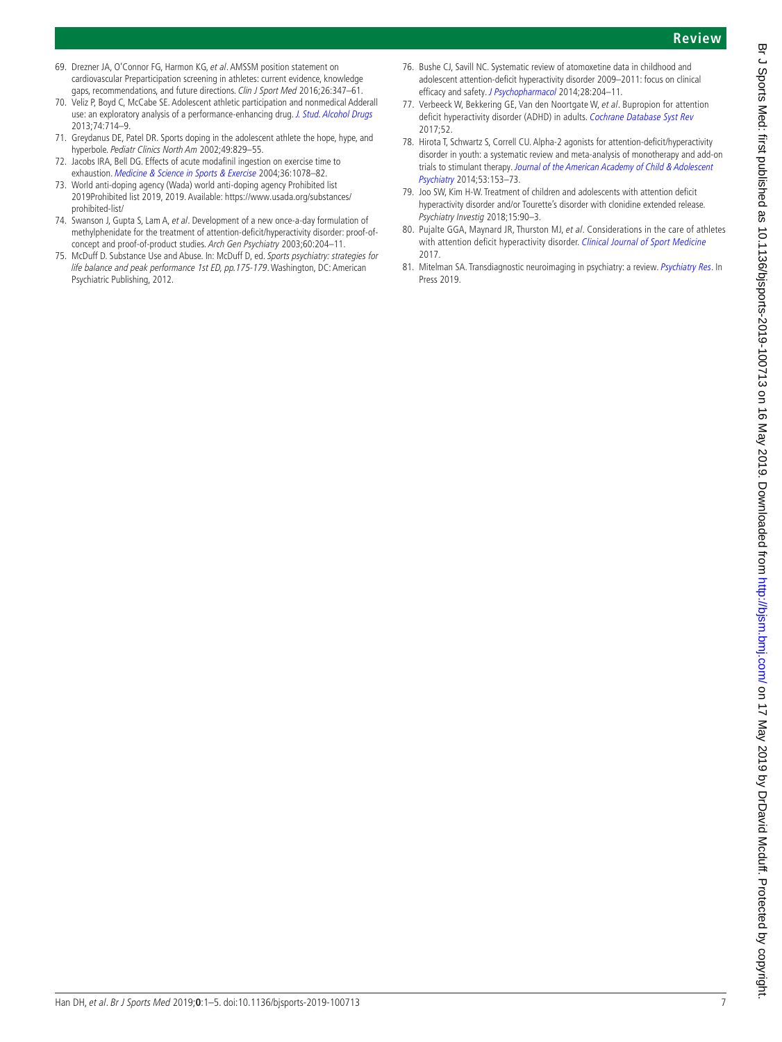69. Drezner JA, O'Connor FG, Harmon KG, *et al*. AMSSM position statement on cardiovascular Preparticipation screening in athletes: current evidence, knowledge gaps, recommendations, and future directions. *Clin J Sport Med* 2016;26:347–61.
70. Veliz P, Boyd C, McCabe SE. Adolescent athletic participation and nonmedical Adderall use: an exploratory analysis of a performance-enhancing drug. *J. Stud. Alcohol Drugs* 2013;74:714–9.
71. Greydanus DE, Patel DR. Sports doping in the adolescent athlete the hope, hype, and hyperbole. *Pediatr Clinics North Am* 2002;49:829–55.
72. Jacobs IRA, Bell DG. Effects of acute modafinil ingestion on exercise time to exhaustion. *Medicine & Science in Sports & Exercise* 2004;36:1078–82.
73. World anti-doping agency (Wada) world anti-doping agency Prohibited list 2019Prohibited list 2019, 2019. Available: https://www.usada.org/substances/prohibited-list/
74. Swanson J, Gupta S, Lam A, *et al*. Development of a new once-a-day formulation of methylphenidate for the treatment of attention-deficit/hyperactivity disorder: proof-of-concept and proof-of-product studies. *Arch Gen Psychiatry* 2003;60:204–11.
75. McDuff D. Substance Use and Abuse. In: McDuff D, ed. *Sports psychiatry: strategies for life balance and peak performance 1st ED, pp.175-179*. Washington, DC: American Psychiatric Publishing, 2012.
76. Bushe CJ, Savill NC. Systematic review of atomoxetine data in childhood and adolescent attention-deficit hyperactivity disorder 2009–2011: focus on clinical efficacy and safety. *J Psychopharmacol* 2014;28:204–11.
77. Verbeeck W, Bekkering GE, Van den Noortgate W, *et al*. Bupropion for attention deficit hyperactivity disorder (ADHD) in adults. *Cochrane Database Syst Rev* 2017;52.
78. Hirota T, Schwartz S, Correll CU. Alpha-2 agonists for attention-deficit/hyperactivity disorder in youth: a systematic review and meta-analysis of monotherapy and add-on trials to stimulant therapy. *Journal of the American Academy of Child & Adolescent Psychiatry* 2014;53:153–73.
79. Joo SW, Kim H-W. Treatment of children and adolescents with attention deficit hyperactivity disorder and/or Tourette's disorder with clonidine extended release. *Psychiatry Investig* 2018;15:90–3.
80. Pujalte GGA, Maynard JR, Thurston MJ, *et al*. Considerations in the care of athletes with attention deficit hyperactivity disorder. *Clinical Journal of Sport Medicine* 2017.
81. Mitelman SA. Transdiagnostic neuroimaging in psychiatry: a review. *Psychiatry Res*. In Press 2019.